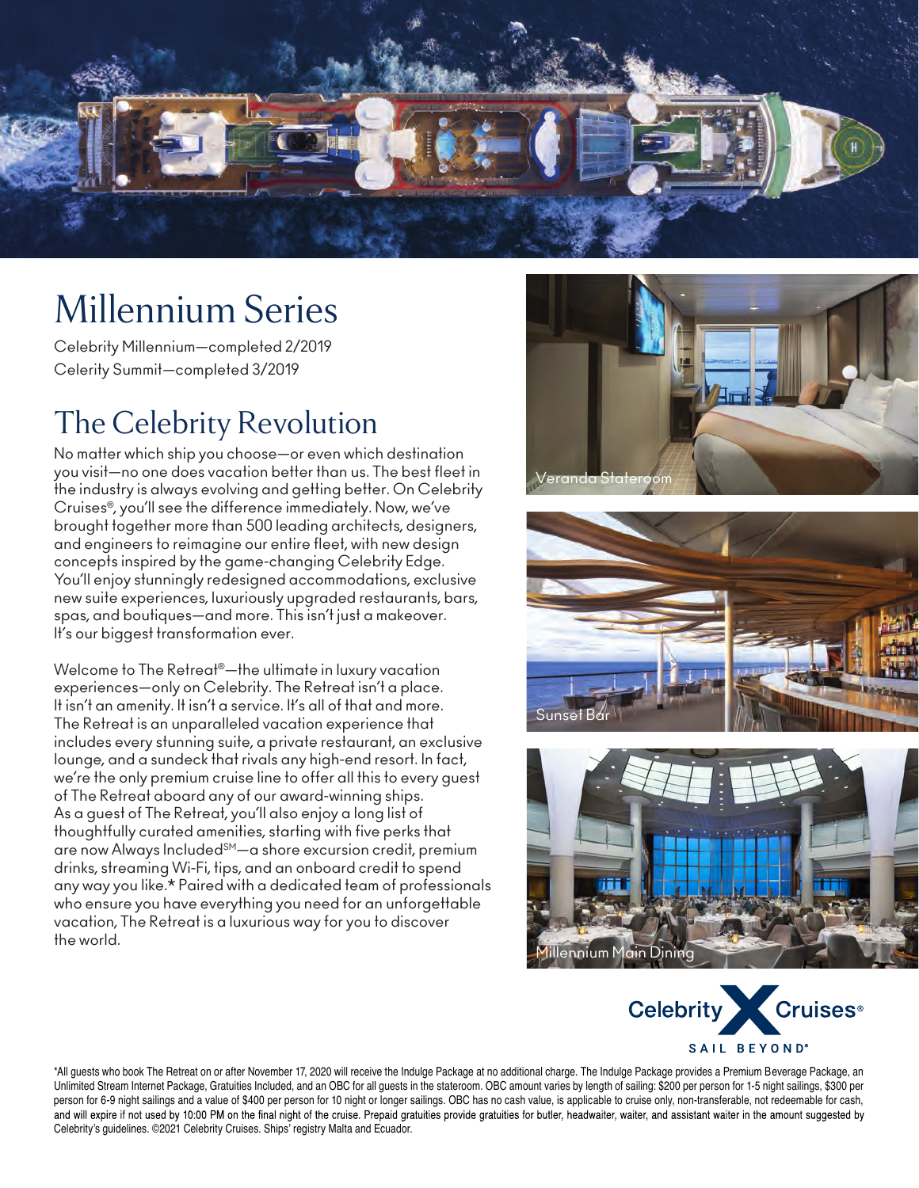# Millennium Series

Celebrity Millennium—completed 2/2019
Celerity Summit—completed 3/2019

## The Celebrity Revolution

No matter which ship you choose—or even which destination you visit—no one does vacation better than us. The best fleet in the industry is always evolving and getting better. On Celebrity Cruises®, you'll see the difference immediately. Now, we've brought together more than 500 leading architects, designers, and engineers to reimagine our entire fleet, with new design concepts inspired by the game-changing Celebrity Edge. You'll enjoy stunningly redesigned accommodations, exclusive new suite experiences, luxuriously upgraded restaurants, bars, spas, and boutiques—and more. This isn't just a makeover. It's our biggest transformation ever.

Welcome to The Retreat®—the ultimate in luxury vacation experiences—only on Celebrity. The Retreat isn't a place. It isn't an amenity. It isn't a service. It's all of that and more. The Retreat is an unparalleled vacation experience that includes every stunning suite, a private restaurant, an exclusive lounge, and a sundeck that rivals any high-end resort. In fact, we're the only premium cruise line to offer all this to every guest of The Retreat aboard any of our award-winning ships. As a guest of The Retreat, you'll also enjoy a long list of thoughtfully curated amenities, starting with five perks that are now Always Included℠—a shore excursion credit, premium drinks, streaming Wi-Fi, tips, and an onboard credit to spend any way you like.* Paired with a dedicated team of professionals who ensure you have everything you need for an unforgettable vacation, The Retreat is a luxurious way for you to discover the world.

Veranda Stateroom

Sunset Bar

Millennium Main Dining

Celebrity Cruises®
SAIL BEYOND®

*All guests who book The Retreat on or after November 17, 2020 will receive the Indulge Package at no additional charge. The Indulge Package provides a Premium Beverage Package, an Unlimited Stream Internet Package, Gratuities Included, and an OBC for all guests in the stateroom. OBC amount varies by length of sailing: $200 per person for 1-5 night sailings, $300 per person for 6-9 night sailings and a value of $400 per person for 10 night or longer sailings. OBC has no cash value, is applicable to cruise only, non-transferable, not redeemable for cash, and will expire if not used by 10:00 PM on the final night of the cruise. Prepaid gratuities provide gratuities for butler, headwaiter, waiter, and assistant waiter in the amount suggested by Celebrity's guidelines. ©2021 Celebrity Cruises. Ships' registry Malta and Ecuador.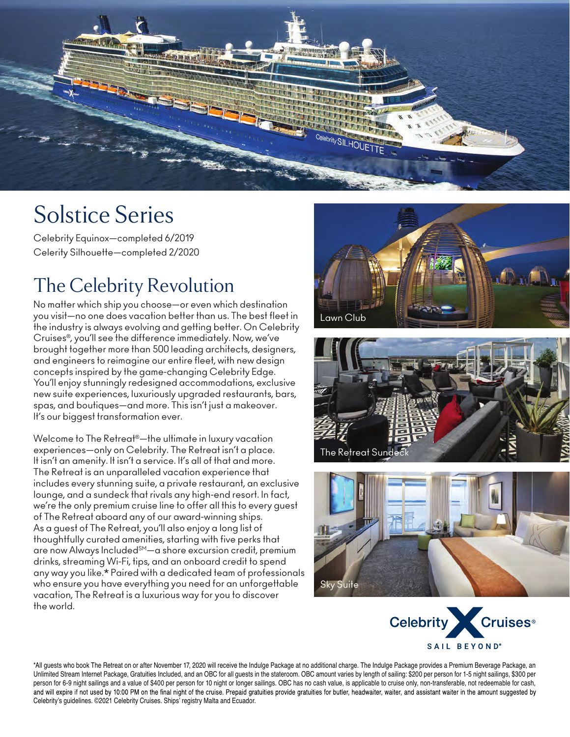# Solstice Series

Celebrity Equinox—completed 6/2019
Celerity Silhouette—completed 2/2020

## The Celebrity Revolution

No matter which ship you choose—or even which destination you visit—no one does vacation better than us. The best fleet in the industry is always evolving and getting better. On Celebrity Cruises®, you'll see the difference immediately. Now, we've brought together more than 500 leading architects, designers, and engineers to reimagine our entire fleet, with new design concepts inspired by the game-changing Celebrity Edge. You'll enjoy stunningly redesigned accommodations, exclusive new suite experiences, luxuriously upgraded restaurants, bars, spas, and boutiques—and more. This isn't just a makeover. It's our biggest transformation ever.

Welcome to The Retreat®—the ultimate in luxury vacation experiences—only on Celebrity. The Retreat isn't a place. It isn't an amenity. It isn't a service. It's all of that and more. The Retreat is an unparalleled vacation experience that includes every stunning suite, a private restaurant, an exclusive lounge, and a sundeck that rivals any high-end resort. In fact, we're the only premium cruise line to offer all this to every guest of The Retreat aboard any of our award-winning ships. As a guest of The Retreat, you'll also enjoy a long list of thoughtfully curated amenities, starting with five perks that are now Always Included[SM]—a shore excursion credit, premium drinks, streaming Wi-Fi, tips, and an onboard credit to spend any way you like.* Paired with a dedicated team of professionals who ensure you have everything you need for an unforgettable vacation, The Retreat is a luxurious way for you to discover the world.

Lawn Club

The Retreat Sundeck

Sky Suite

Celebrity Cruises®
SAIL BEYOND®

*All guests who book The Retreat on or after November 17, 2020 will receive the Indulge Package at no additional charge. The Indulge Package provides a Premium Beverage Package, an Unlimited Stream Internet Package, Gratuities Included, and an OBC for all guests in the stateroom. OBC amount varies by length of sailing: $200 per person for 1-5 night sailings, $300 per person for 6-9 night sailings and a value of $400 per person for 10 night or longer sailings. OBC has no cash value, is applicable to cruise only, non-transferable, not redeemable for cash, and will expire if not used by 10:00 PM on the final night of the cruise. Prepaid gratuities provide gratuities for butler, headwaiter, waiter, and assistant waiter in the amount suggested by Celebrity's guidelines. ©2021 Celebrity Cruises. Ships' registry Malta and Ecuador.